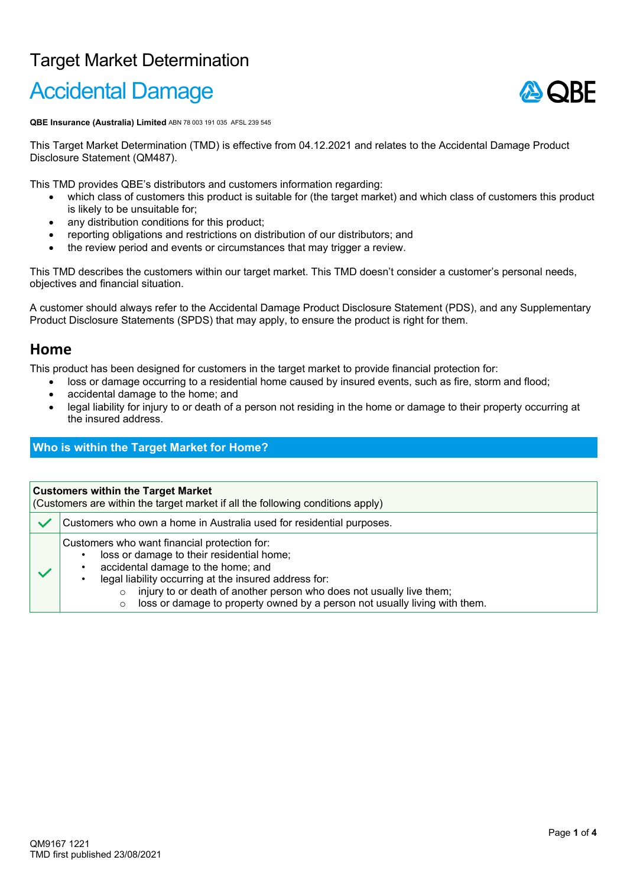# Target Market Determination

# Accidental Damage

**QBE Insurance (Australia) Limited** ABN 78 003 191 035 AFSL 239 545

This Target Market Determination (TMD) is effective from 04.12.2021 and relates to the Accidental Damage Product Disclosure Statement (QM487).

This TMD provides QBE's distributors and customers information regarding:

- which class of customers this product is suitable for (the target market) and which class of customers this product is likely to be unsuitable for;
- any distribution conditions for this product;
- reporting obligations and restrictions on distribution of our distributors; and
- the review period and events or circumstances that may trigger a review.

This TMD describes the customers within our target market. This TMD doesn't consider a customer's personal needs, objectives and financial situation.

A customer should always refer to the Accidental Damage Product Disclosure Statement (PDS), and any Supplementary Product Disclosure Statements (SPDS) that may apply, to ensure the product is right for them.

## Home

This product has been designed for customers in the target market to provide financial protection for:

- loss or damage occurring to a residential home caused by insured events, such as fire, storm and flood;
- accidental damage to the home; and
- legal liability for injury to or death of a person not residing in the home or damage to their property occurring at the insured address.

### Who is within the Target Market for Home?

| **Customers within the Target Market** (Customers are within the target market if all the following conditions apply) | |
|---|---|
| ✓ | Customers who own a home in Australia used for residential purposes. |
| ✓ | Customers who want financial protection for: <br>• loss or damage to their residential home; <br>• accidental damage to the home; and <br>• legal liability occurring at the insured address for: <br>&nbsp;&nbsp;○ injury to or death of another person who does not usually live them; <br>&nbsp;&nbsp;○ loss or damage to property owned by a person not usually living with them. |

QM9167 1221
TMD first published 23/08/2021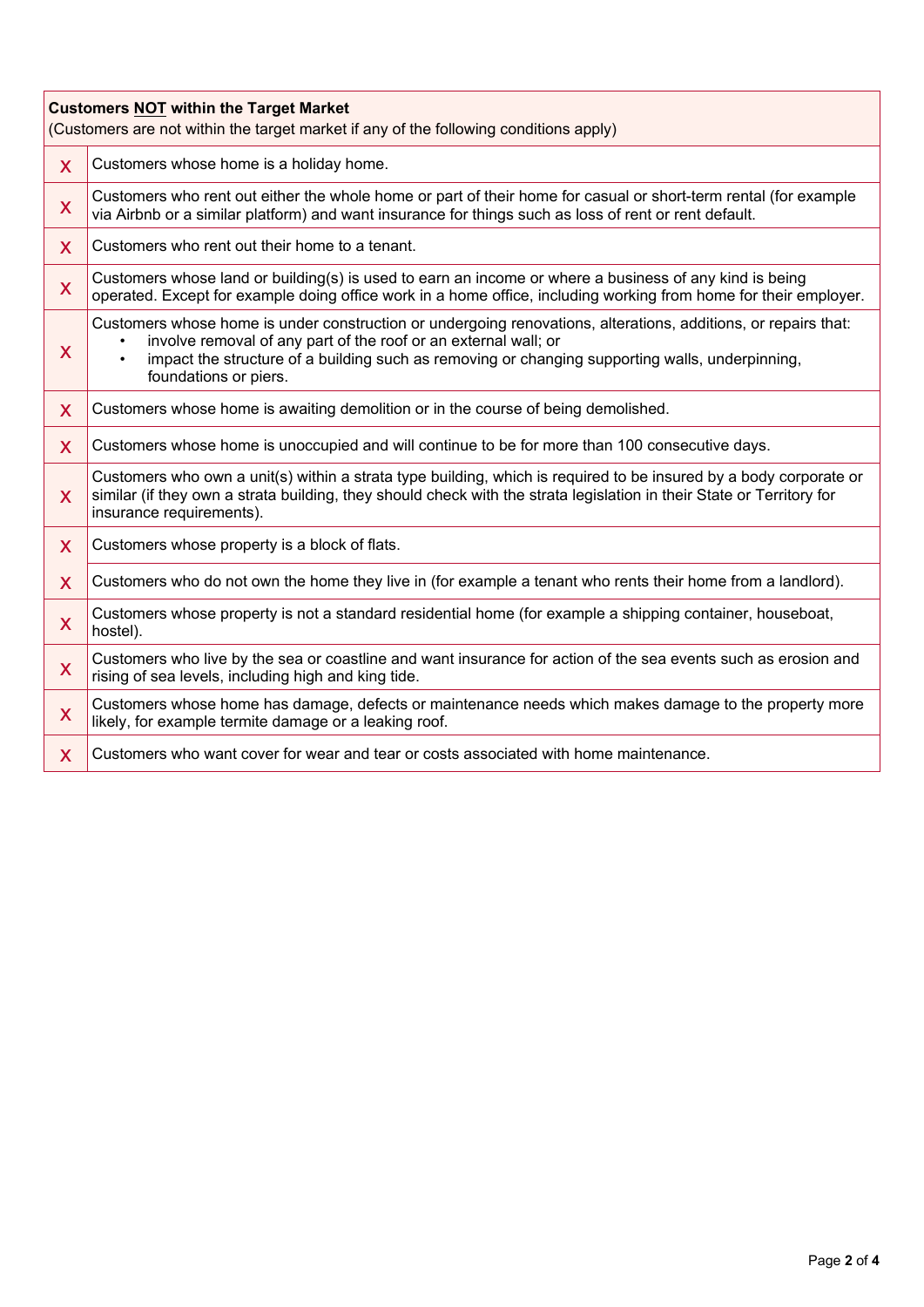| **Customers <u>NOT</u> within the Target Market**<br>(Customers are not within the target market if any of the following conditions apply) | |
|---|---|
| X | Customers whose home is a holiday home. |
| X | Customers who rent out either the whole home or part of their home for casual or short-term rental (for example via Airbnb or a similar platform) and want insurance for things such as loss of rent or rent default. |
| X | Customers who rent out their home to a tenant. |
| X | Customers whose land or building(s) is used to earn an income or where a business of any kind is being operated. Except for example doing office work in a home office, including working from home for their employer. |
| X | Customers whose home is under construction or undergoing renovations, alterations, additions, or repairs that:<br>• involve removal of any part of the roof or an external wall; or<br>• impact the structure of a building such as removing or changing supporting walls, underpinning, foundations or piers. |
| X | Customers whose home is awaiting demolition or in the course of being demolished. |
| X | Customers whose home is unoccupied and will continue to be for more than 100 consecutive days. |
| X | Customers who own a unit(s) within a strata type building, which is required to be insured by a body corporate or similar (if they own a strata building, they should check with the strata legislation in their State or Territory for insurance requirements). |
| X | Customers whose property is a block of flats. |
| X | Customers who do not own the home they live in (for example a tenant who rents their home from a landlord). |
| X | Customers whose property is not a standard residential home (for example a shipping container, houseboat, hostel). |
| X | Customers who live by the sea or coastline and want insurance for action of the sea events such as erosion and rising of sea levels, including high and king tide. |
| X | Customers whose home has damage, defects or maintenance needs which makes damage to the property more likely, for example termite damage or a leaking roof. |
| X | Customers who want cover for wear and tear or costs associated with home maintenance. |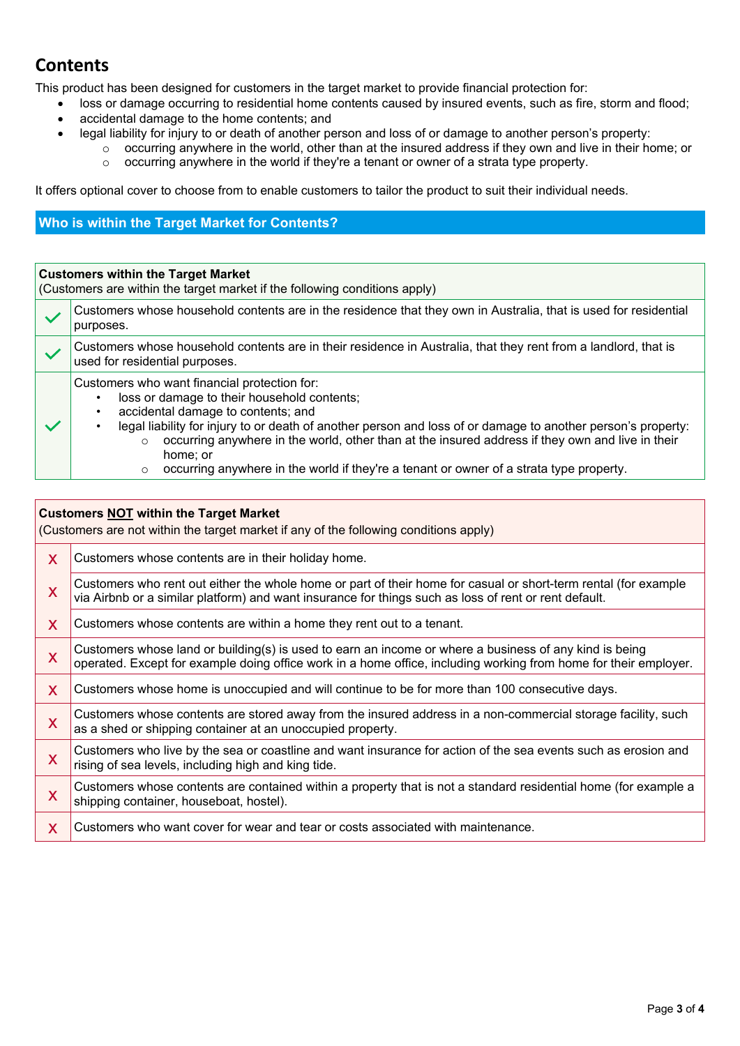## Contents

This product has been designed for customers in the target market to provide financial protection for:

- loss or damage occurring to residential home contents caused by insured events, such as fire, storm and flood;
- accidental damage to the home contents; and
- legal liability for injury to or death of another person and loss of or damage to another person's property:
  - occurring anywhere in the world, other than at the insured address if they own and live in their home; or
  - occurring anywhere in the world if they're a tenant or owner of a strata type property.

It offers optional cover to choose from to enable customers to tailor the product to suit their individual needs.

### Who is within the Target Market for Contents?

| | **Customers within the Target Market**<br>(Customers are within the target market if the following conditions apply) |
|---|---|
| ✓ | Customers whose household contents are in the residence that they own in Australia, that is used for residential purposes. |
| ✓ | Customers whose household contents are in their residence in Australia, that they rent from a landlord, that is used for residential purposes. |
| ✓ | Customers who want financial protection for:<br>• loss or damage to their household contents;<br>• accidental damage to contents; and<br>• legal liability for injury to or death of another person and loss of or damage to another person's property:<br>○ occurring anywhere in the world, other than at the insured address if they own and live in their home; or<br>○ occurring anywhere in the world if they're a tenant or owner of a strata type property. |

| | **Customers NOT within the Target Market**<br>(Customers are not within the target market if any of the following conditions apply) |
|---|---|
| X | Customers whose contents are in their holiday home. |
| X | Customers who rent out either the whole home or part of their home for casual or short-term rental (for example via Airbnb or a similar platform) and want insurance for things such as loss of rent or rent default. |
| X | Customers whose contents are within a home they rent out to a tenant. |
| X | Customers whose land or building(s) is used to earn an income or where a business of any kind is being operated. Except for example doing office work in a home office, including working from home for their employer. |
| X | Customers whose home is unoccupied and will continue to be for more than 100 consecutive days. |
| X | Customers whose contents are stored away from the insured address in a non-commercial storage facility, such as a shed or shipping container at an unoccupied property. |
| X | Customers who live by the sea or coastline and want insurance for action of the sea events such as erosion and rising of sea levels, including high and king tide. |
| X | Customers whose contents are contained within a property that is not a standard residential home (for example a shipping container, houseboat, hostel). |
| X | Customers who want cover for wear and tear or costs associated with maintenance. |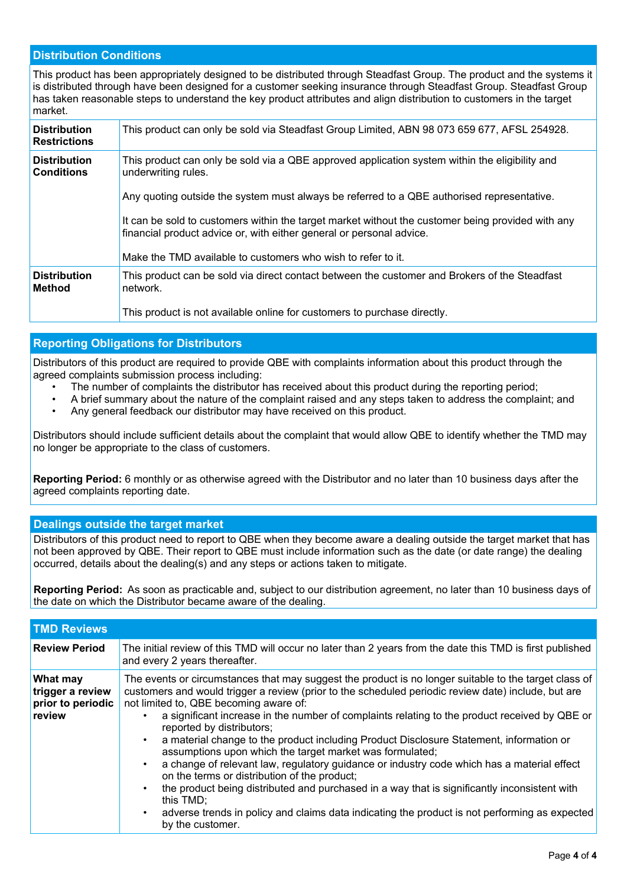## Distribution Conditions

This product has been appropriately designed to be distributed through Steadfast Group. The product and the systems it is distributed through have been designed for a customer seeking insurance through Steadfast Group. Steadfast Group has taken reasonable steps to understand the key product attributes and align distribution to customers in the target market.

| | |
|---|---|
| **Distribution Restrictions** | This product can only be sold via Steadfast Group Limited, ABN 98 073 659 677, AFSL 254928. |
| **Distribution Conditions** | This product can only be sold via a QBE approved application system within the eligibility and underwriting rules.<br><br>Any quoting outside the system must always be referred to a QBE authorised representative.<br><br>It can be sold to customers within the target market without the customer being provided with any financial product advice or, with either general or personal advice.<br><br>Make the TMD available to customers who wish to refer to it. |
| **Distribution Method** | This product can be sold via direct contact between the customer and Brokers of the Steadfast network.<br><br>This product is not available online for customers to purchase directly. |

## Reporting Obligations for Distributors

Distributors of this product are required to provide QBE with complaints information about this product through the agreed complaints submission process including:

- The number of complaints the distributor has received about this product during the reporting period;
- A brief summary about the nature of the complaint raised and any steps taken to address the complaint; and
- Any general feedback our distributor may have received on this product.

Distributors should include sufficient details about the complaint that would allow QBE to identify whether the TMD may no longer be appropriate to the class of customers.

**Reporting Period:** 6 monthly or as otherwise agreed with the Distributor and no later than 10 business days after the agreed complaints reporting date.

## Dealings outside the target market

Distributors of this product need to report to QBE when they become aware a dealing outside the target market that has not been approved by QBE. Their report to QBE must include information such as the date (or date range) the dealing occurred, details about the dealing(s) and any steps or actions taken to mitigate.

**Reporting Period:** As soon as practicable and, subject to our distribution agreement, no later than 10 business days of the date on which the Distributor became aware of the dealing.

## TMD Reviews

| | |
|---|---|
| **Review Period** | The initial review of this TMD will occur no later than 2 years from the date this TMD is first published and every 2 years thereafter. |
| **What may trigger a review prior to periodic review** | The events or circumstances that may suggest the product is no longer suitable to the target class of customers and would trigger a review (prior to the scheduled periodic review date) include, but are not limited to, QBE becoming aware of:<br>• a significant increase in the number of complaints relating to the product received by QBE or reported by distributors;<br>• a material change to the product including Product Disclosure Statement, information or assumptions upon which the target market was formulated;<br>• a change of relevant law, regulatory guidance or industry code which has a material effect on the terms or distribution of the product;<br>• the product being distributed and purchased in a way that is significantly inconsistent with this TMD;<br>• adverse trends in policy and claims data indicating the product is not performing as expected by the customer. |